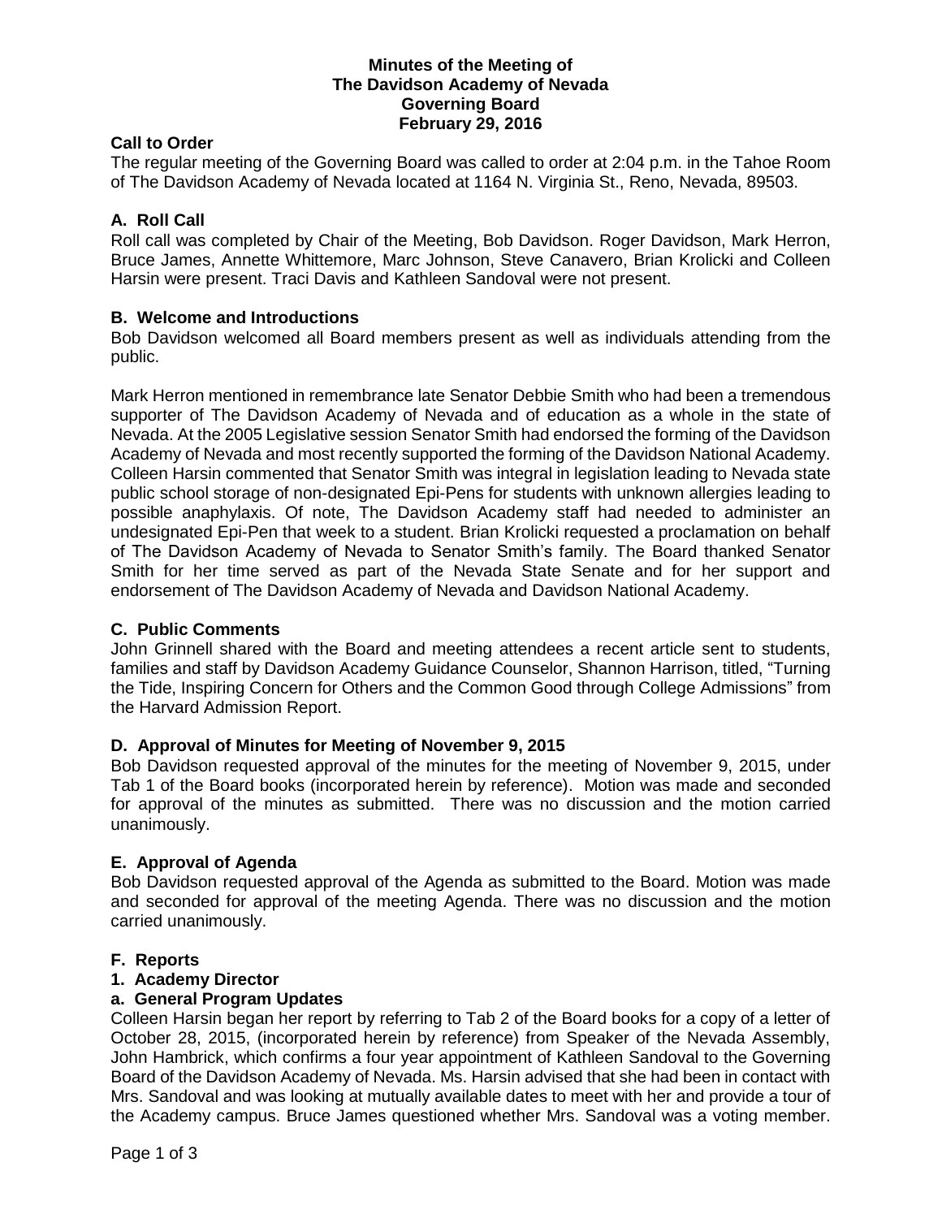**Minutes of the Meeting of**
**The Davidson Academy of Nevada**
**Governing Board**
**February 29, 2016**

## Call to Order

The regular meeting of the Governing Board was called to order at 2:04 p.m. in the Tahoe Room of The Davidson Academy of Nevada located at 1164 N. Virginia St., Reno, Nevada, 89503.

## A. Roll Call

Roll call was completed by Chair of the Meeting, Bob Davidson. Roger Davidson, Mark Herron, Bruce James, Annette Whittemore, Marc Johnson, Steve Canavero, Brian Krolicki and Colleen Harsin were present. Traci Davis and Kathleen Sandoval were not present.

## B. Welcome and Introductions

Bob Davidson welcomed all Board members present as well as individuals attending from the public.

Mark Herron mentioned in remembrance late Senator Debbie Smith who had been a tremendous supporter of The Davidson Academy of Nevada and of education as a whole in the state of Nevada. At the 2005 Legislative session Senator Smith had endorsed the forming of the Davidson Academy of Nevada and most recently supported the forming of the Davidson National Academy. Colleen Harsin commented that Senator Smith was integral in legislation leading to Nevada state public school storage of non-designated Epi-Pens for students with unknown allergies leading to possible anaphylaxis. Of note, The Davidson Academy staff had needed to administer an undesignated Epi-Pen that week to a student. Brian Krolicki requested a proclamation on behalf of The Davidson Academy of Nevada to Senator Smith's family. The Board thanked Senator Smith for her time served as part of the Nevada State Senate and for her support and endorsement of The Davidson Academy of Nevada and Davidson National Academy.

## C. Public Comments

John Grinnell shared with the Board and meeting attendees a recent article sent to students, families and staff by Davidson Academy Guidance Counselor, Shannon Harrison, titled, "Turning the Tide, Inspiring Concern for Others and the Common Good through College Admissions" from the Harvard Admission Report.

## D. Approval of Minutes for Meeting of November 9, 2015

Bob Davidson requested approval of the minutes for the meeting of November 9, 2015, under Tab 1 of the Board books (incorporated herein by reference). Motion was made and seconded for approval of the minutes as submitted. There was no discussion and the motion carried unanimously.

## E. Approval of Agenda

Bob Davidson requested approval of the Agenda as submitted to the Board. Motion was made and seconded for approval of the meeting Agenda. There was no discussion and the motion carried unanimously.

## F. Reports

### 1. Academy Director

### a. General Program Updates

Colleen Harsin began her report by referring to Tab 2 of the Board books for a copy of a letter of October 28, 2015, (incorporated herein by reference) from Speaker of the Nevada Assembly, John Hambrick, which confirms a four year appointment of Kathleen Sandoval to the Governing Board of the Davidson Academy of Nevada. Ms. Harsin advised that she had been in contact with Mrs. Sandoval and was looking at mutually available dates to meet with her and provide a tour of the Academy campus. Bruce James questioned whether Mrs. Sandoval was a voting member.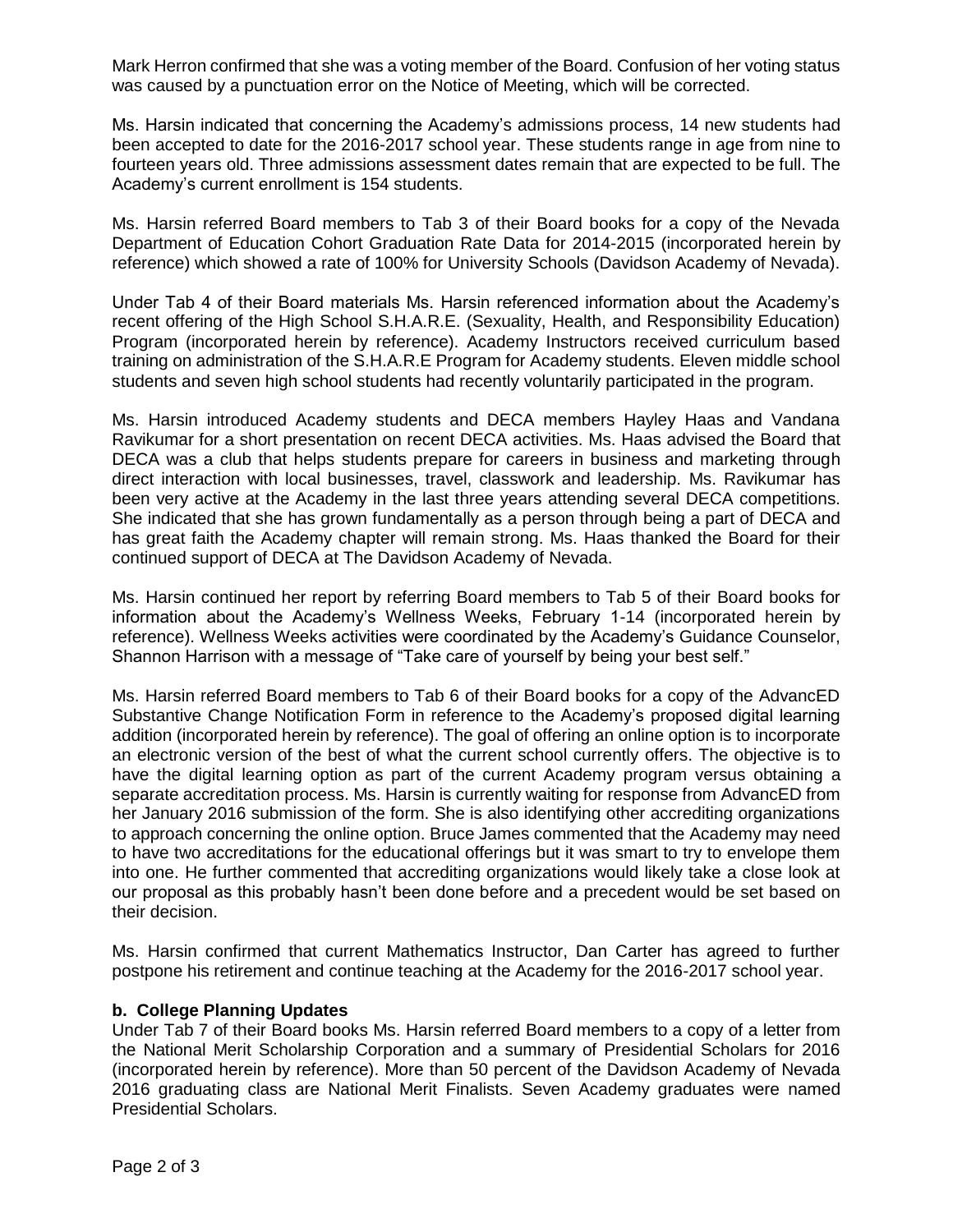Mark Herron confirmed that she was a voting member of the Board. Confusion of her voting status was caused by a punctuation error on the Notice of Meeting, which will be corrected.

Ms. Harsin indicated that concerning the Academy's admissions process, 14 new students had been accepted to date for the 2016-2017 school year. These students range in age from nine to fourteen years old. Three admissions assessment dates remain that are expected to be full. The Academy's current enrollment is 154 students.

Ms. Harsin referred Board members to Tab 3 of their Board books for a copy of the Nevada Department of Education Cohort Graduation Rate Data for 2014-2015 (incorporated herein by reference) which showed a rate of 100% for University Schools (Davidson Academy of Nevada).

Under Tab 4 of their Board materials Ms. Harsin referenced information about the Academy's recent offering of the High School S.H.A.R.E. (Sexuality, Health, and Responsibility Education) Program (incorporated herein by reference). Academy Instructors received curriculum based training on administration of the S.H.A.R.E Program for Academy students. Eleven middle school students and seven high school students had recently voluntarily participated in the program.

Ms. Harsin introduced Academy students and DECA members Hayley Haas and Vandana Ravikumar for a short presentation on recent DECA activities. Ms. Haas advised the Board that DECA was a club that helps students prepare for careers in business and marketing through direct interaction with local businesses, travel, classwork and leadership. Ms. Ravikumar has been very active at the Academy in the last three years attending several DECA competitions. She indicated that she has grown fundamentally as a person through being a part of DECA and has great faith the Academy chapter will remain strong. Ms. Haas thanked the Board for their continued support of DECA at The Davidson Academy of Nevada.

Ms. Harsin continued her report by referring Board members to Tab 5 of their Board books for information about the Academy's Wellness Weeks, February 1-14 (incorporated herein by reference). Wellness Weeks activities were coordinated by the Academy's Guidance Counselor, Shannon Harrison with a message of "Take care of yourself by being your best self."

Ms. Harsin referred Board members to Tab 6 of their Board books for a copy of the AdvancED Substantive Change Notification Form in reference to the Academy's proposed digital learning addition (incorporated herein by reference). The goal of offering an online option is to incorporate an electronic version of the best of what the current school currently offers. The objective is to have the digital learning option as part of the current Academy program versus obtaining a separate accreditation process. Ms. Harsin is currently waiting for response from AdvancED from her January 2016 submission of the form. She is also identifying other accrediting organizations to approach concerning the online option. Bruce James commented that the Academy may need to have two accreditations for the educational offerings but it was smart to try to envelope them into one. He further commented that accrediting organizations would likely take a close look at our proposal as this probably hasn't been done before and a precedent would be set based on their decision.

Ms. Harsin confirmed that current Mathematics Instructor, Dan Carter has agreed to further postpone his retirement and continue teaching at the Academy for the 2016-2017 school year.

**b. College Planning Updates**

Under Tab 7 of their Board books Ms. Harsin referred Board members to a copy of a letter from the National Merit Scholarship Corporation and a summary of Presidential Scholars for 2016 (incorporated herein by reference). More than 50 percent of the Davidson Academy of Nevada 2016 graduating class are National Merit Finalists. Seven Academy graduates were named Presidential Scholars.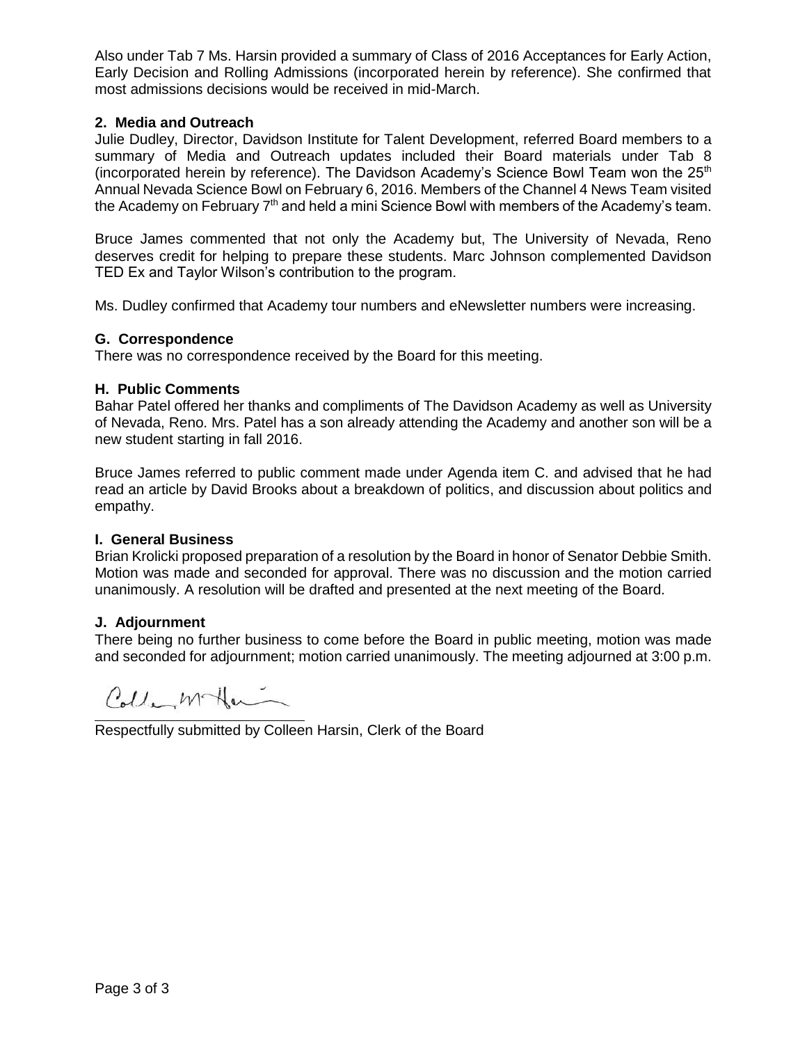Also under Tab 7 Ms. Harsin provided a summary of Class of 2016 Acceptances for Early Action, Early Decision and Rolling Admissions (incorporated herein by reference). She confirmed that most admissions decisions would be received in mid-March.

**2. Media and Outreach**

Julie Dudley, Director, Davidson Institute for Talent Development, referred Board members to a summary of Media and Outreach updates included their Board materials under Tab 8 (incorporated herein by reference). The Davidson Academy's Science Bowl Team won the 25th Annual Nevada Science Bowl on February 6, 2016. Members of the Channel 4 News Team visited the Academy on February 7th and held a mini Science Bowl with members of the Academy's team.

Bruce James commented that not only the Academy but, The University of Nevada, Reno deserves credit for helping to prepare these students. Marc Johnson complemented Davidson TED Ex and Taylor Wilson's contribution to the program.

Ms. Dudley confirmed that Academy tour numbers and eNewsletter numbers were increasing.

**G. Correspondence**

There was no correspondence received by the Board for this meeting.

**H. Public Comments**

Bahar Patel offered her thanks and compliments of The Davidson Academy as well as University of Nevada, Reno. Mrs. Patel has a son already attending the Academy and another son will be a new student starting in fall 2016.

Bruce James referred to public comment made under Agenda item C. and advised that he had read an article by David Brooks about a breakdown of politics, and discussion about politics and empathy.

**I. General Business**

Brian Krolicki proposed preparation of a resolution by the Board in honor of Senator Debbie Smith. Motion was made and seconded for approval. There was no discussion and the motion carried unanimously. A resolution will be drafted and presented at the next meeting of the Board.

**J. Adjournment**

There being no further business to come before the Board in public meeting, motion was made and seconded for adjournment; motion carried unanimously. The meeting adjourned at 3:00 p.m.

Respectfully submitted by Colleen Harsin, Clerk of the Board